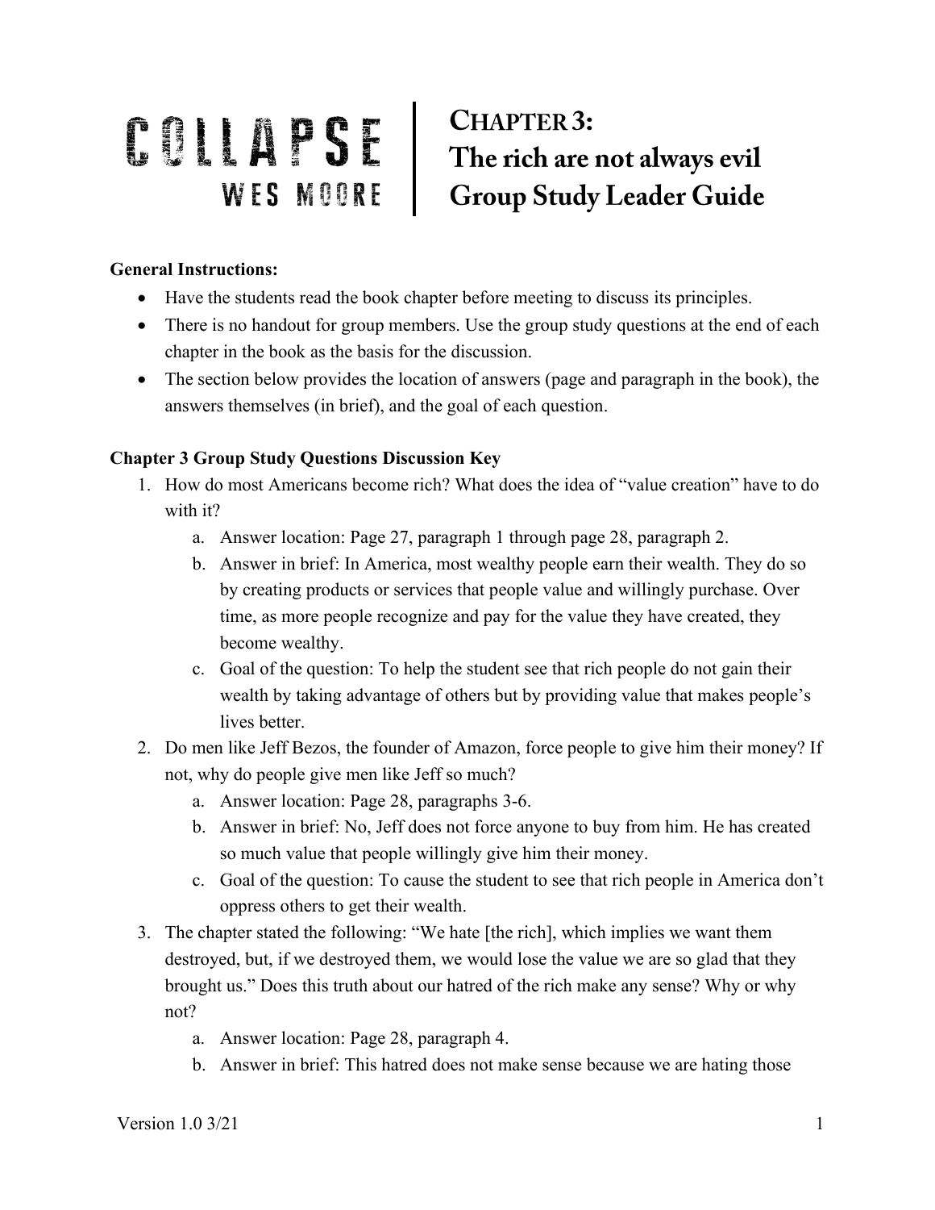# COLLAPSE

WES MOORE

# CHAPTER 3: The rich are not always evil Group Study Leader Guide

**General Instructions:**

- Have the students read the book chapter before meeting to discuss its principles.
- There is no handout for group members. Use the group study questions at the end of each chapter in the book as the basis for the discussion.
- The section below provides the location of answers (page and paragraph in the book), the answers themselves (in brief), and the goal of each question.

**Chapter 3 Group Study Questions Discussion Key**

1. How do most Americans become rich? What does the idea of "value creation" have to do with it?
   a. Answer location: Page 27, paragraph 1 through page 28, paragraph 2.
   b. Answer in brief: In America, most wealthy people earn their wealth. They do so by creating products or services that people value and willingly purchase. Over time, as more people recognize and pay for the value they have created, they become wealthy.
   c. Goal of the question: To help the student see that rich people do not gain their wealth by taking advantage of others but by providing value that makes people's lives better.
2. Do men like Jeff Bezos, the founder of Amazon, force people to give him their money? If not, why do people give men like Jeff so much?
   a. Answer location: Page 28, paragraphs 3-6.
   b. Answer in brief: No, Jeff does not force anyone to buy from him. He has created so much value that people willingly give him their money.
   c. Goal of the question: To cause the student to see that rich people in America don't oppress others to get their wealth.
3. The chapter stated the following: "We hate [the rich], which implies we want them destroyed, but, if we destroyed them, we would lose the value we are so glad that they brought us." Does this truth about our hatred of the rich make any sense? Why or why not?
   a. Answer location: Page 28, paragraph 4.
   b. Answer in brief: This hatred does not make sense because we are hating those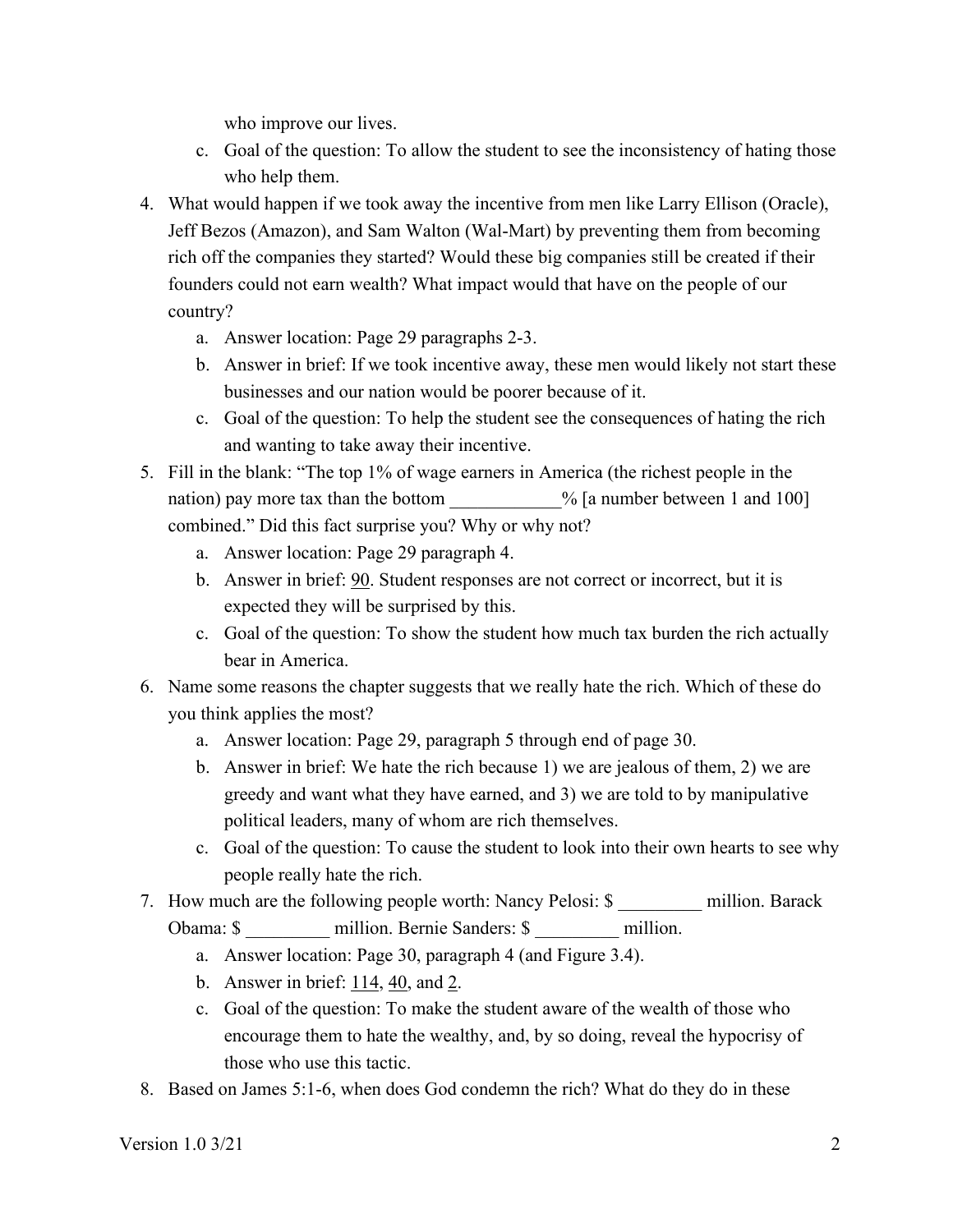who improve our lives.

   c. Goal of the question: To allow the student to see the inconsistency of hating those who help them.

4. What would happen if we took away the incentive from men like Larry Ellison (Oracle), Jeff Bezos (Amazon), and Sam Walton (Wal-Mart) by preventing them from becoming rich off the companies they started? Would these big companies still be created if their founders could not earn wealth? What impact would that have on the people of our country?
   a. Answer location: Page 29 paragraphs 2-3.
   b. Answer in brief: If we took incentive away, these men would likely not start these businesses and our nation would be poorer because of it.
   c. Goal of the question: To help the student see the consequences of hating the rich and wanting to take away their incentive.
5. Fill in the blank: "The top 1% of wage earners in America (the richest people in the nation) pay more tax than the bottom ____________% [a number between 1 and 100] combined." Did this fact surprise you? Why or why not?
   a. Answer location: Page 29 paragraph 4.
   b. Answer in brief: <u>90</u>. Student responses are not correct or incorrect, but it is expected they will be surprised by this.
   c. Goal of the question: To show the student how much tax burden the rich actually bear in America.
6. Name some reasons the chapter suggests that we really hate the rich. Which of these do you think applies the most?
   a. Answer location: Page 29, paragraph 5 through end of page 30.
   b. Answer in brief: We hate the rich because 1) we are jealous of them, 2) we are greedy and want what they have earned, and 3) we are told to by manipulative political leaders, many of whom are rich themselves.
   c. Goal of the question: To cause the student to look into their own hearts to see why people really hate the rich.
7. How much are the following people worth: Nancy Pelosi: $ _________ million. Barack Obama: $ _________ million. Bernie Sanders: $ _________ million.
   a. Answer location: Page 30, paragraph 4 (and Figure 3.4).
   b. Answer in brief: <u>114</u>, <u>40</u>, and <u>2</u>.
   c. Goal of the question: To make the student aware of the wealth of those who encourage them to hate the wealthy, and, by so doing, reveal the hypocrisy of those who use this tactic.
8. Based on James 5:1-6, when does God condemn the rich? What do they do in these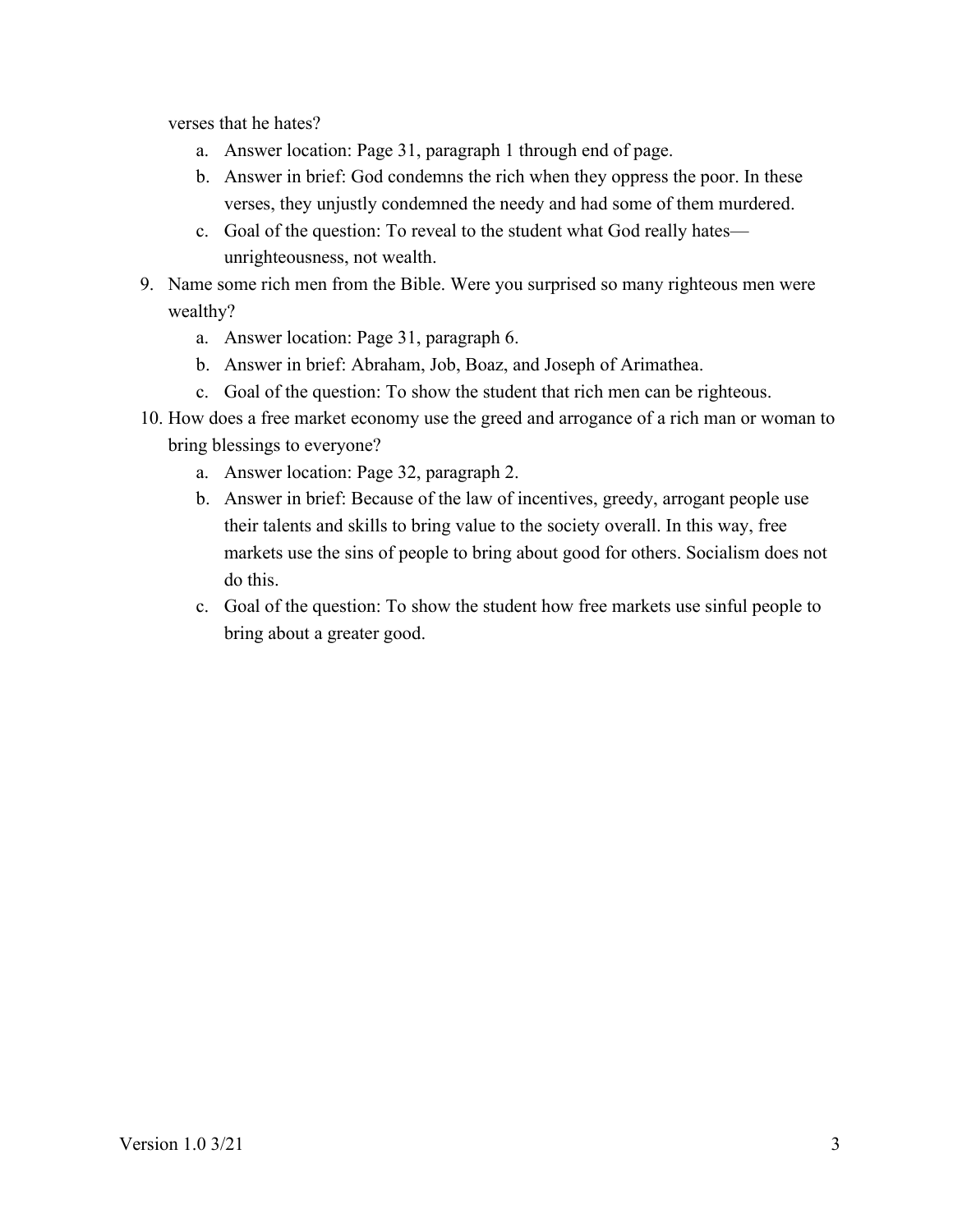verses that he hates?

   a. Answer location: Page 31, paragraph 1 through end of page.
   b. Answer in brief: God condemns the rich when they oppress the poor. In these verses, they unjustly condemned the needy and had some of them murdered.
   c. Goal of the question: To reveal to the student what God really hates—unrighteousness, not wealth.

9. Name some rich men from the Bible. Were you surprised so many righteous men were wealthy?
   a. Answer location: Page 31, paragraph 6.
   b. Answer in brief: Abraham, Job, Boaz, and Joseph of Arimathea.
   c. Goal of the question: To show the student that rich men can be righteous.

10. How does a free market economy use the greed and arrogance of a rich man or woman to bring blessings to everyone?
    a. Answer location: Page 32, paragraph 2.
    b. Answer in brief: Because of the law of incentives, greedy, arrogant people use their talents and skills to bring value to the society overall. In this way, free markets use the sins of people to bring about good for others. Socialism does not do this.
    c. Goal of the question: To show the student how free markets use sinful people to bring about a greater good.

Version 1.0 3/21